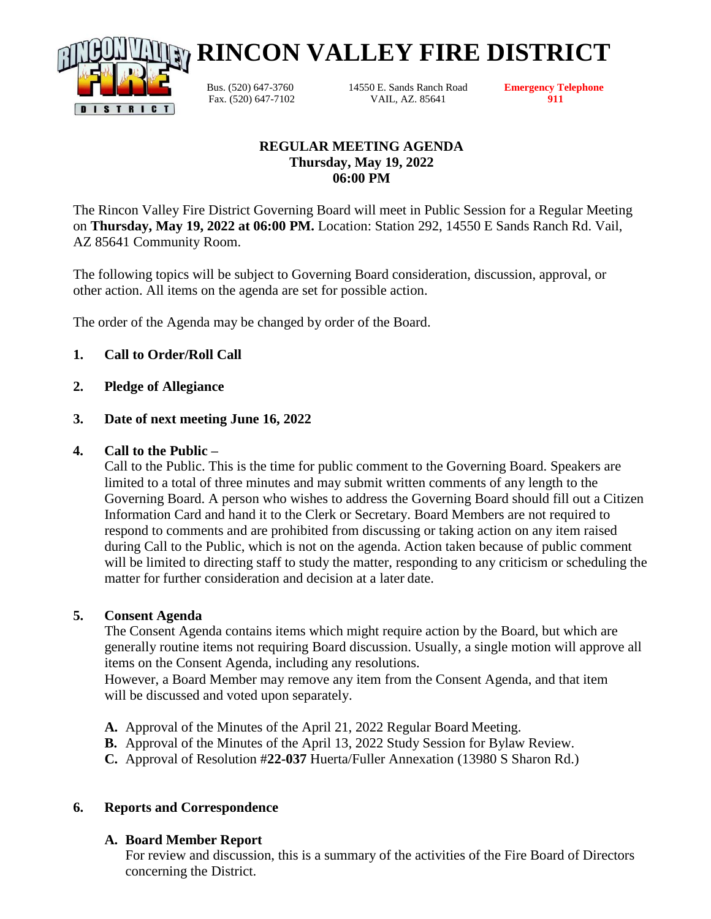# RINCON VALLEY FIRE DISTRICT

Bus. (520) 647-3760
Fax. (520) 647-7102

14550 E. Sands Ranch Road
VAIL, AZ. 85641

Emergency Telephone
911

## REGULAR MEETING AGENDA
**Thursday, May 19, 2022**
**06:00 PM**

The Rincon Valley Fire District Governing Board will meet in Public Session for a Regular Meeting on **Thursday, May 19, 2022 at 06:00 PM.** Location: Station 292, 14550 E Sands Ranch Rd. Vail, AZ 85641 Community Room.

The following topics will be subject to Governing Board consideration, discussion, approval, or other action. All items on the agenda are set for possible action.

The order of the Agenda may be changed by order of the Board.

**1. Call to Order/Roll Call**

**2. Pledge of Allegiance**

**3. Date of next meeting June 16, 2022**

**4. Call to the Public –**
Call to the Public. This is the time for public comment to the Governing Board. Speakers are limited to a total of three minutes and may submit written comments of any length to the Governing Board. A person who wishes to address the Governing Board should fill out a Citizen Information Card and hand it to the Clerk or Secretary. Board Members are not required to respond to comments and are prohibited from discussing or taking action on any item raised during Call to the Public, which is not on the agenda. Action taken because of public comment will be limited to directing staff to study the matter, responding to any criticism or scheduling the matter for further consideration and decision at a later date.

**5. Consent Agenda**
The Consent Agenda contains items which might require action by the Board, but which are generally routine items not requiring Board discussion. Usually, a single motion will approve all items on the Consent Agenda, including any resolutions.
However, a Board Member may remove any item from the Consent Agenda, and that item will be discussed and voted upon separately.

**A.** Approval of the Minutes of the April 21, 2022 Regular Board Meeting.
**B.** Approval of the Minutes of the April 13, 2022 Study Session for Bylaw Review.
**C.** Approval of Resolution #**22-037** Huerta/Fuller Annexation (13980 S Sharon Rd.)

**6. Reports and Correspondence**

**A. Board Member Report**
For review and discussion, this is a summary of the activities of the Fire Board of Directors concerning the District.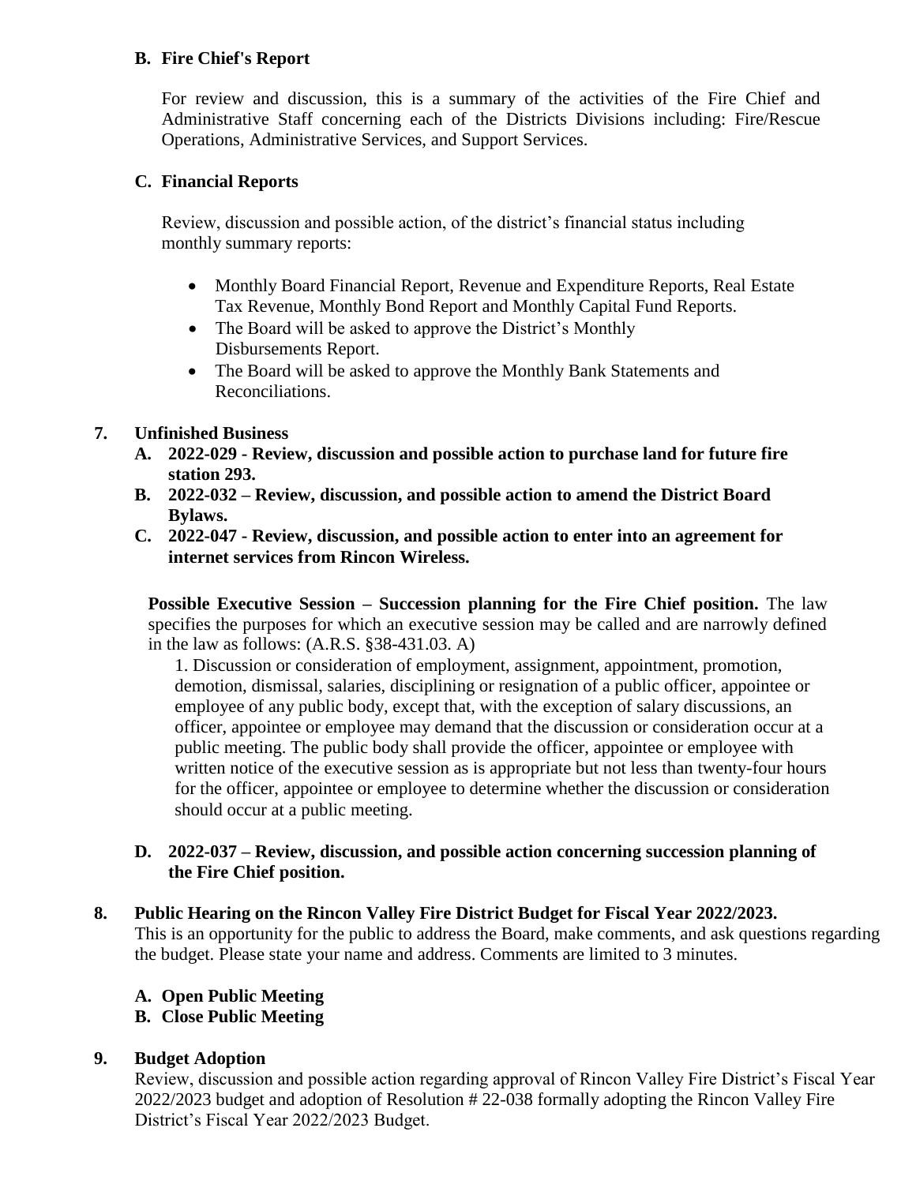**B. Fire Chief's Report**

For review and discussion, this is a summary of the activities of the Fire Chief and Administrative Staff concerning each of the Districts Divisions including: Fire/Rescue Operations, Administrative Services, and Support Services.

**C. Financial Reports**

Review, discussion and possible action, of the district's financial status including monthly summary reports:

- Monthly Board Financial Report, Revenue and Expenditure Reports, Real Estate Tax Revenue, Monthly Bond Report and Monthly Capital Fund Reports.
- The Board will be asked to approve the District's Monthly Disbursements Report.
- The Board will be asked to approve the Monthly Bank Statements and Reconciliations.

**7. Unfinished Business**

**A. 2022-029 - Review, discussion and possible action to purchase land for future fire station 293.**

**B. 2022-032 – Review, discussion, and possible action to amend the District Board Bylaws.**

**C. 2022-047 - Review, discussion, and possible action to enter into an agreement for internet services from Rincon Wireless.**

**Possible Executive Session – Succession planning for the Fire Chief position.** The law specifies the purposes for which an executive session may be called and are narrowly defined in the law as follows: (A.R.S. §38-431.03. A)

1. Discussion or consideration of employment, assignment, appointment, promotion, demotion, dismissal, salaries, disciplining or resignation of a public officer, appointee or employee of any public body, except that, with the exception of salary discussions, an officer, appointee or employee may demand that the discussion or consideration occur at a public meeting. The public body shall provide the officer, appointee or employee with written notice of the executive session as is appropriate but not less than twenty-four hours for the officer, appointee or employee to determine whether the discussion or consideration should occur at a public meeting.

**D. 2022-037 – Review, discussion, and possible action concerning succession planning of the Fire Chief position.**

**8. Public Hearing on the Rincon Valley Fire District Budget for Fiscal Year 2022/2023.**

This is an opportunity for the public to address the Board, make comments, and ask questions regarding the budget. Please state your name and address. Comments are limited to 3 minutes.

**A. Open Public Meeting**

**B. Close Public Meeting**

**9. Budget Adoption**

Review, discussion and possible action regarding approval of Rincon Valley Fire District's Fiscal Year 2022/2023 budget and adoption of Resolution # 22-038 formally adopting the Rincon Valley Fire District's Fiscal Year 2022/2023 Budget.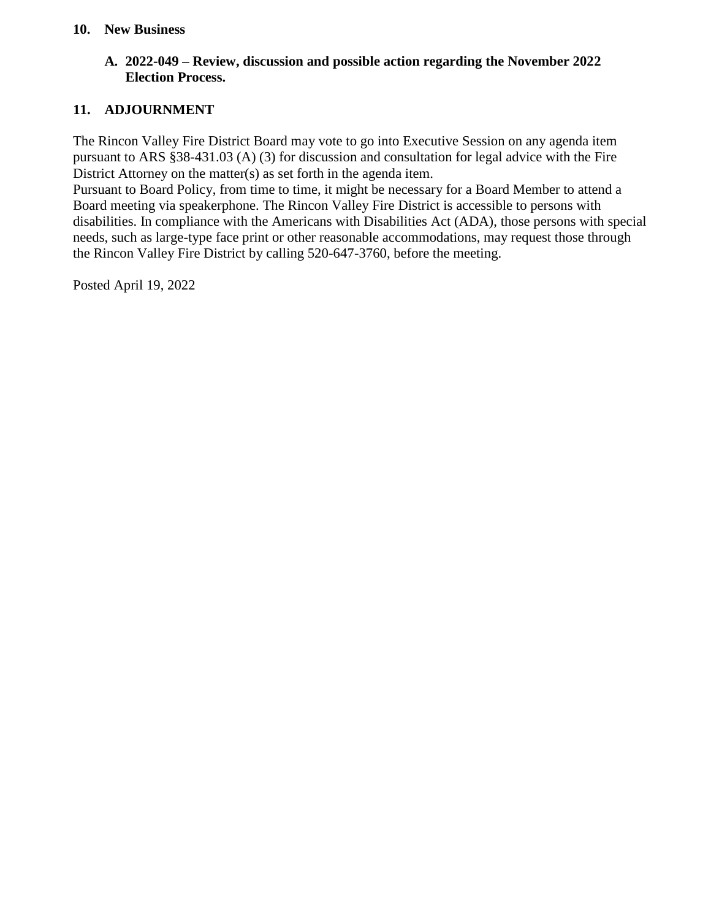**10. New Business**

**A. 2022-049 – Review, discussion and possible action regarding the November 2022 Election Process.**

**11. ADJOURNMENT**

The Rincon Valley Fire District Board may vote to go into Executive Session on any agenda item pursuant to ARS §38-431.03 (A) (3) for discussion and consultation for legal advice with the Fire District Attorney on the matter(s) as set forth in the agenda item.
Pursuant to Board Policy, from time to time, it might be necessary for a Board Member to attend a Board meeting via speakerphone. The Rincon Valley Fire District is accessible to persons with disabilities. In compliance with the Americans with Disabilities Act (ADA), those persons with special needs, such as large-type face print or other reasonable accommodations, may request those through the Rincon Valley Fire District by calling 520-647-3760, before the meeting.

Posted April 19, 2022